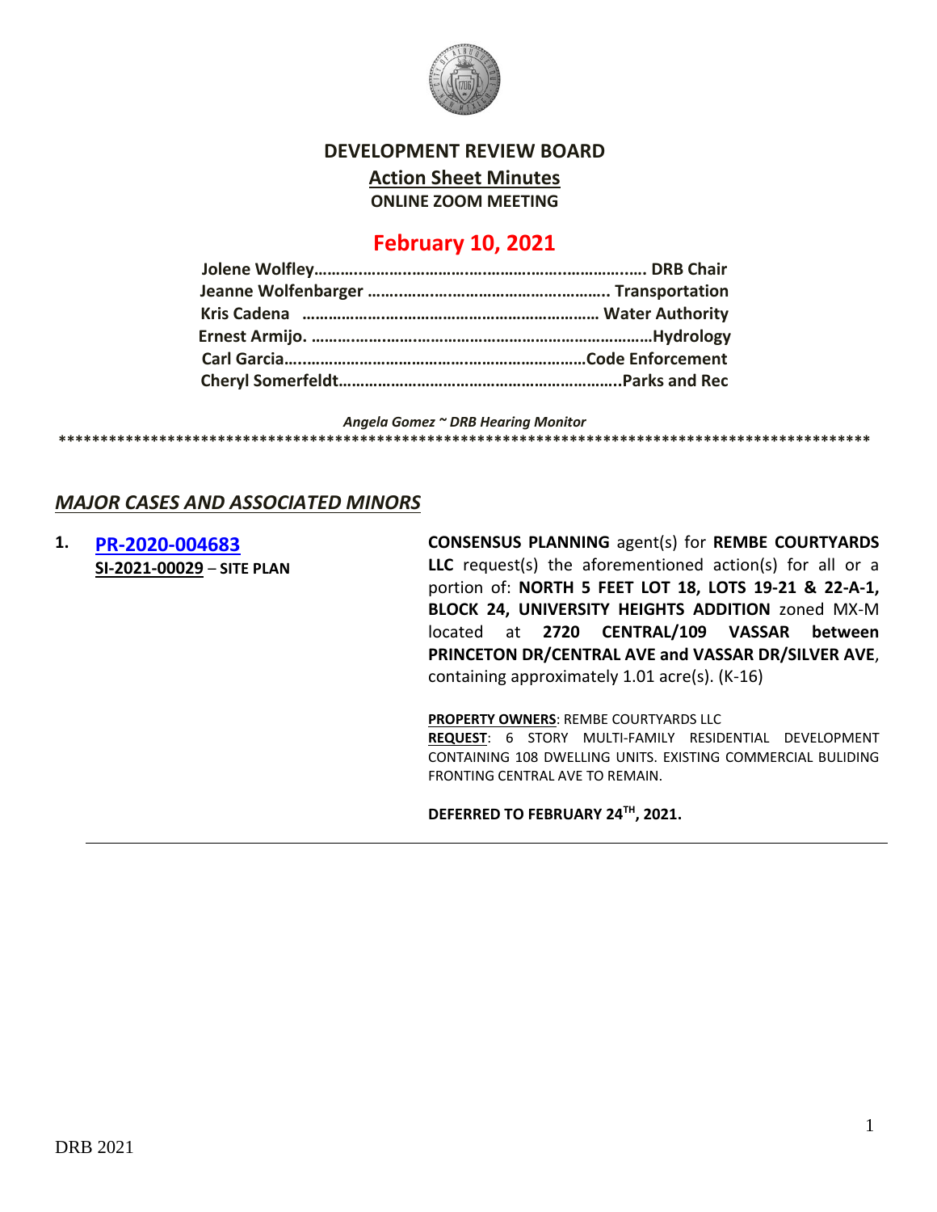# DEVELOPMENT REVIEW BOARD

## Action Sheet Minutes

**ONLINE ZOOM MEETING**

## February 10, 2021

**Jolene Wolfley……………………………………………………………. DRB Chair**
**Jeanne Wolfenbarger ……………………………………………. Transportation**
**Kris Cadena ……………………………………………………… Water Authority**
**Ernest Armijo. ……………………………………………………………Hydrology**
**Carl Garcia……………………………………………………………Code Enforcement**
**Cheryl Somerfeldt………………………………………………………..Parks and Rec**

***Angela Gomez ~ DRB Hearing Monitor***

****************************************************************************************************

## *MAJOR CASES AND ASSOCIATED MINORS*

**1. PR-2020-004683**
**SI-2021-00029 – SITE PLAN**

**CONSENSUS PLANNING** agent(s) for **REMBE COURTYARDS LLC** request(s) the aforementioned action(s) for all or a portion of: **NORTH 5 FEET LOT 18, LOTS 19-21 & 22-A-1, BLOCK 24, UNIVERSITY HEIGHTS ADDITION** zoned MX-M located at **2720 CENTRAL/109 VASSAR between PRINCETON DR/CENTRAL AVE and VASSAR DR/SILVER AVE**, containing approximately 1.01 acre(s). (K-16)

**PROPERTY OWNERS**: REMBE COURTYARDS LLC
**REQUEST**: 6 STORY MULTI-FAMILY RESIDENTIAL DEVELOPMENT CONTAINING 108 DWELLING UNITS. EXISTING COMMERCIAL BULIDING FRONTING CENTRAL AVE TO REMAIN.

**DEFERRED TO FEBRUARY 24TH, 2021.**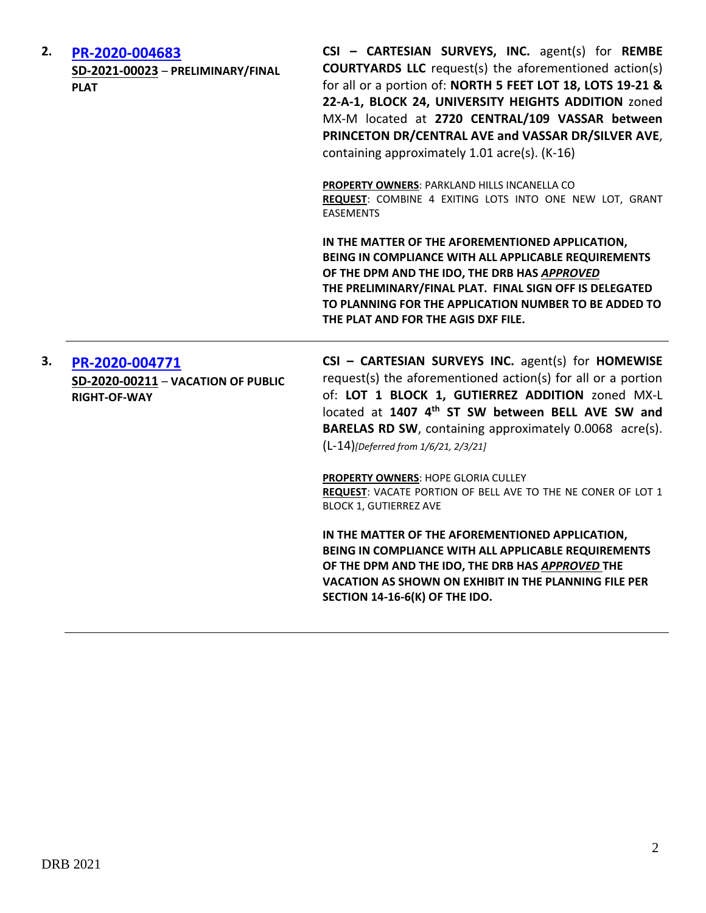**2.** **[PR-2020-004683](PR-2020-004683)**
**SD-2021-00023** – **PRELIMINARY/FINAL PLAT**

**CSI – CARTESIAN SURVEYS, INC.** agent(s) for **REMBE COURTYARDS LLC** request(s) the aforementioned action(s) for all or a portion of: **NORTH 5 FEET LOT 18, LOTS 19-21 & 22-A-1, BLOCK 24, UNIVERSITY HEIGHTS ADDITION** zoned MX-M located at **2720 CENTRAL/109 VASSAR between PRINCETON DR/CENTRAL AVE and VASSAR DR/SILVER AVE**, containing approximately 1.01 acre(s). (K-16)

**PROPERTY OWNERS**: PARKLAND HILLS INCANELLA CO
**REQUEST**: COMBINE 4 EXITING LOTS INTO ONE NEW LOT, GRANT EASEMENTS

**IN THE MATTER OF THE AFOREMENTIONED APPLICATION, BEING IN COMPLIANCE WITH ALL APPLICABLE REQUIREMENTS OF THE DPM AND THE IDO, THE DRB HAS *APPROVED* THE PRELIMINARY/FINAL PLAT. FINAL SIGN OFF IS DELEGATED TO PLANNING FOR THE APPLICATION NUMBER TO BE ADDED TO THE PLAT AND FOR THE AGIS DXF FILE.**

---

**3.** **[PR-2020-004771](PR-2020-004771)**
**SD-2020-00211** – **VACATION OF PUBLIC RIGHT-OF-WAY**

**CSI – CARTESIAN SURVEYS INC.** agent(s) for **HOMEWISE** request(s) the aforementioned action(s) for all or a portion of: **LOT 1 BLOCK 1, GUTIERREZ ADDITION** zoned MX-L located at **1407 4th ST SW between BELL AVE SW and BARELAS RD SW**, containing approximately 0.0068 acre(s). (L-14)*[Deferred from 1/6/21, 2/3/21]*

**PROPERTY OWNERS**: HOPE GLORIA CULLEY
**REQUEST**: VACATE PORTION OF BELL AVE TO THE NE CONER OF LOT 1 BLOCK 1, GUTIERREZ AVE

**IN THE MATTER OF THE AFOREMENTIONED APPLICATION, BEING IN COMPLIANCE WITH ALL APPLICABLE REQUIREMENTS OF THE DPM AND THE IDO, THE DRB HAS *APPROVED* THE VACATION AS SHOWN ON EXHIBIT IN THE PLANNING FILE PER SECTION 14-16-6(K) OF THE IDO.**

---

DRB 2021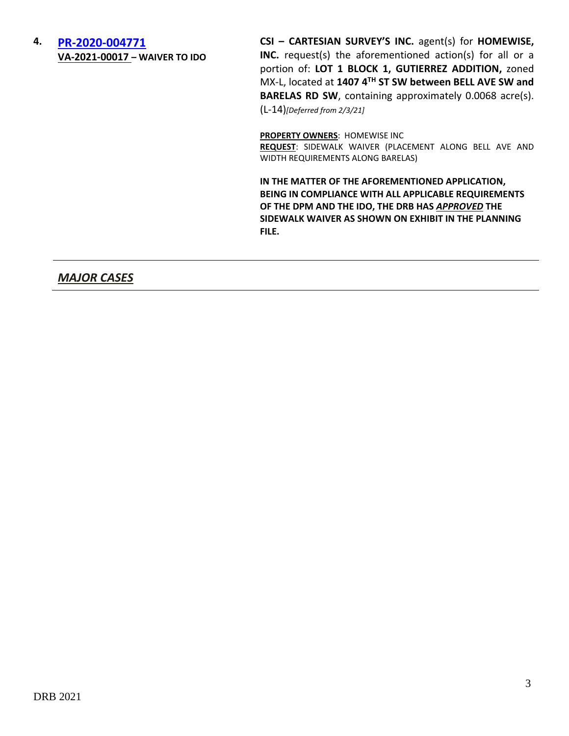**4. PR-2020-004771**
**VA-2021-00017 – WAIVER TO IDO**

**CSI – CARTESIAN SURVEY'S INC.** agent(s) for **HOMEWISE, INC.** request(s) the aforementioned action(s) for all or a portion of: **LOT 1 BLOCK 1, GUTIERREZ ADDITION,** zoned MX-L, located at **1407 4TH ST SW between BELL AVE SW and BARELAS RD SW**, containing approximately 0.0068 acre(s). (L-14)*[Deferred from 2/3/21]*

**PROPERTY OWNERS**: HOMEWISE INC
**REQUEST**: SIDEWALK WAIVER (PLACEMENT ALONG BELL AVE AND WIDTH REQUIREMENTS ALONG BARELAS)

**IN THE MATTER OF THE AFOREMENTIONED APPLICATION, BEING IN COMPLIANCE WITH ALL APPLICABLE REQUIREMENTS OF THE DPM AND THE IDO, THE DRB HAS *APPROVED* THE SIDEWALK WAIVER AS SHOWN ON EXHIBIT IN THE PLANNING FILE.**

---

## *MAJOR CASES*

---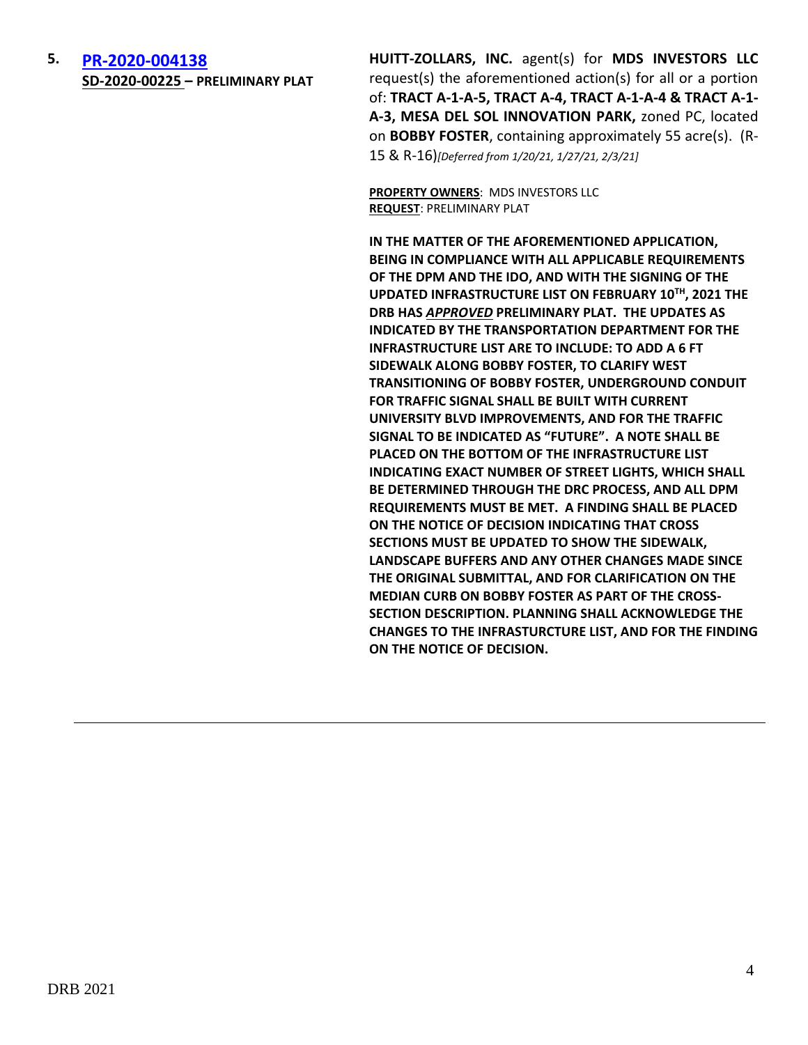5. **[PR-2020-004138](PR-2020-004138)**
**SD-2020-00225 – PRELIMINARY PLAT**

**HUITT-ZOLLARS, INC.** agent(s) for **MDS INVESTORS LLC** request(s) the aforementioned action(s) for all or a portion of: **TRACT A-1-A-5, TRACT A-4, TRACT A-1-A-4 & TRACT A-1-A-3, MESA DEL SOL INNOVATION PARK,** zoned PC, located on **BOBBY FOSTER**, containing approximately 55 acre(s). (R-15 & R-16)*[Deferred from 1/20/21, 1/27/21, 2/3/21]*

**PROPERTY OWNERS**: MDS INVESTORS LLC
**REQUEST**: PRELIMINARY PLAT

**IN THE MATTER OF THE AFOREMENTIONED APPLICATION, BEING IN COMPLIANCE WITH ALL APPLICABLE REQUIREMENTS OF THE DPM AND THE IDO, AND WITH THE SIGNING OF THE UPDATED INFRASTRUCTURE LIST ON FEBRUARY 10TH, 2021 THE DRB HAS *APPROVED* PRELIMINARY PLAT. THE UPDATES AS INDICATED BY THE TRANSPORTATION DEPARTMENT FOR THE INFRASTRUCTURE LIST ARE TO INCLUDE: TO ADD A 6 FT SIDEWALK ALONG BOBBY FOSTER, TO CLARIFY WEST TRANSITIONING OF BOBBY FOSTER, UNDERGROUND CONDUIT FOR TRAFFIC SIGNAL SHALL BE BUILT WITH CURRENT UNIVERSITY BLVD IMPROVEMENTS, AND FOR THE TRAFFIC SIGNAL TO BE INDICATED AS "FUTURE". A NOTE SHALL BE PLACED ON THE BOTTOM OF THE INFRASTRUCTURE LIST INDICATING EXACT NUMBER OF STREET LIGHTS, WHICH SHALL BE DETERMINED THROUGH THE DRC PROCESS, AND ALL DPM REQUIREMENTS MUST BE MET. A FINDING SHALL BE PLACED ON THE NOTICE OF DECISION INDICATING THAT CROSS SECTIONS MUST BE UPDATED TO SHOW THE SIDEWALK, LANDSCAPE BUFFERS AND ANY OTHER CHANGES MADE SINCE THE ORIGINAL SUBMITTAL, AND FOR CLARIFICATION ON THE MEDIAN CURB ON BOBBY FOSTER AS PART OF THE CROSS-SECTION DESCRIPTION. PLANNING SHALL ACKNOWLEDGE THE CHANGES TO THE INFRASTURCTURE LIST, AND FOR THE FINDING ON THE NOTICE OF DECISION.**

---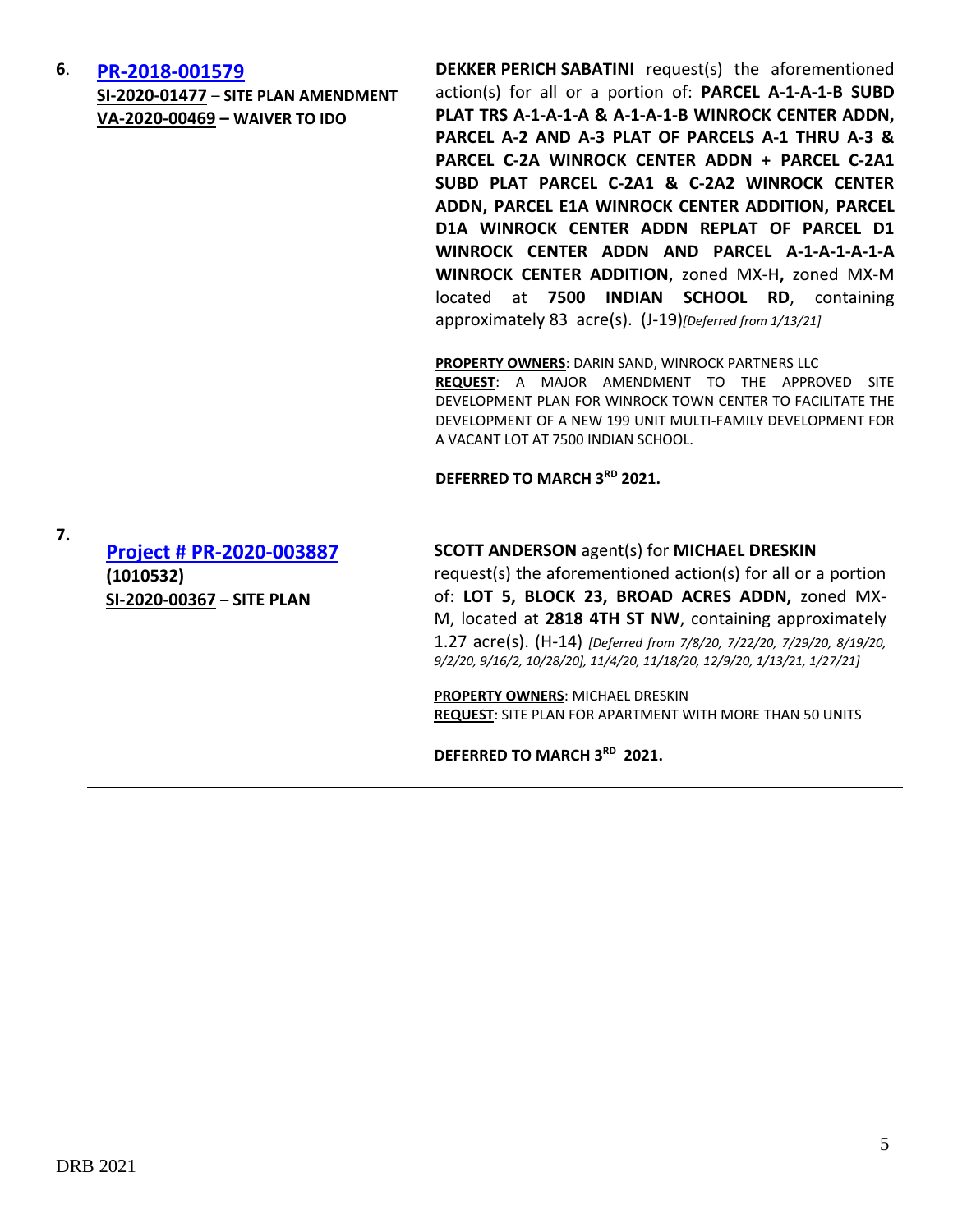6. **PR-2018-001579**
**SI-2020-01477** – **SITE PLAN AMENDMENT**
**VA-2020-00469** – **WAIVER TO IDO**

**DEKKER PERICH SABATINI** request(s) the aforementioned action(s) for all or a portion of: **PARCEL A-1-A-1-B SUBD PLAT TRS A-1-A-1-A & A-1-A-1-B WINROCK CENTER ADDN, PARCEL A-2 AND A-3 PLAT OF PARCELS A-1 THRU A-3 & PARCEL C-2A WINROCK CENTER ADDN + PARCEL C-2A1 SUBD PLAT PARCEL C-2A1 & C-2A2 WINROCK CENTER ADDN, PARCEL E1A WINROCK CENTER ADDITION, PARCEL D1A WINROCK CENTER ADDN REPLAT OF PARCEL D1 WINROCK CENTER ADDN AND PARCEL A-1-A-1-A-1-A WINROCK CENTER ADDITION**, zoned MX-H**,** zoned MX-M located at **7500 INDIAN SCHOOL RD**, containing approximately 83 acre(s). (J-19)*[Deferred from 1/13/21]*

**PROPERTY OWNERS**: DARIN SAND, WINROCK PARTNERS LLC
**REQUEST**: A MAJOR AMENDMENT TO THE APPROVED SITE DEVELOPMENT PLAN FOR WINROCK TOWN CENTER TO FACILITATE THE DEVELOPMENT OF A NEW 199 UNIT MULTI-FAMILY DEVELOPMENT FOR A VACANT LOT AT 7500 INDIAN SCHOOL.

**DEFERRED TO MARCH 3RD 2021.**

---

7. **Project # PR-2020-003887**
**(1010532)**
**SI-2020-00367** – **SITE PLAN**

**SCOTT ANDERSON** agent(s) for **MICHAEL DRESKIN** request(s) the aforementioned action(s) for all or a portion of: **LOT 5, BLOCK 23, BROAD ACRES ADDN,** zoned MX-M, located at **2818 4TH ST NW**, containing approximately 1.27 acre(s). (H-14) *[Deferred from 7/8/20, 7/22/20, 7/29/20, 8/19/20, 9/2/20, 9/16/2, 10/28/20], 11/4/20, 11/18/20, 12/9/20, 1/13/21, 1/27/21]*

**PROPERTY OWNERS**: MICHAEL DRESKIN
**REQUEST**: SITE PLAN FOR APARTMENT WITH MORE THAN 50 UNITS

**DEFERRED TO MARCH 3RD 2021.**

---

DRB 2021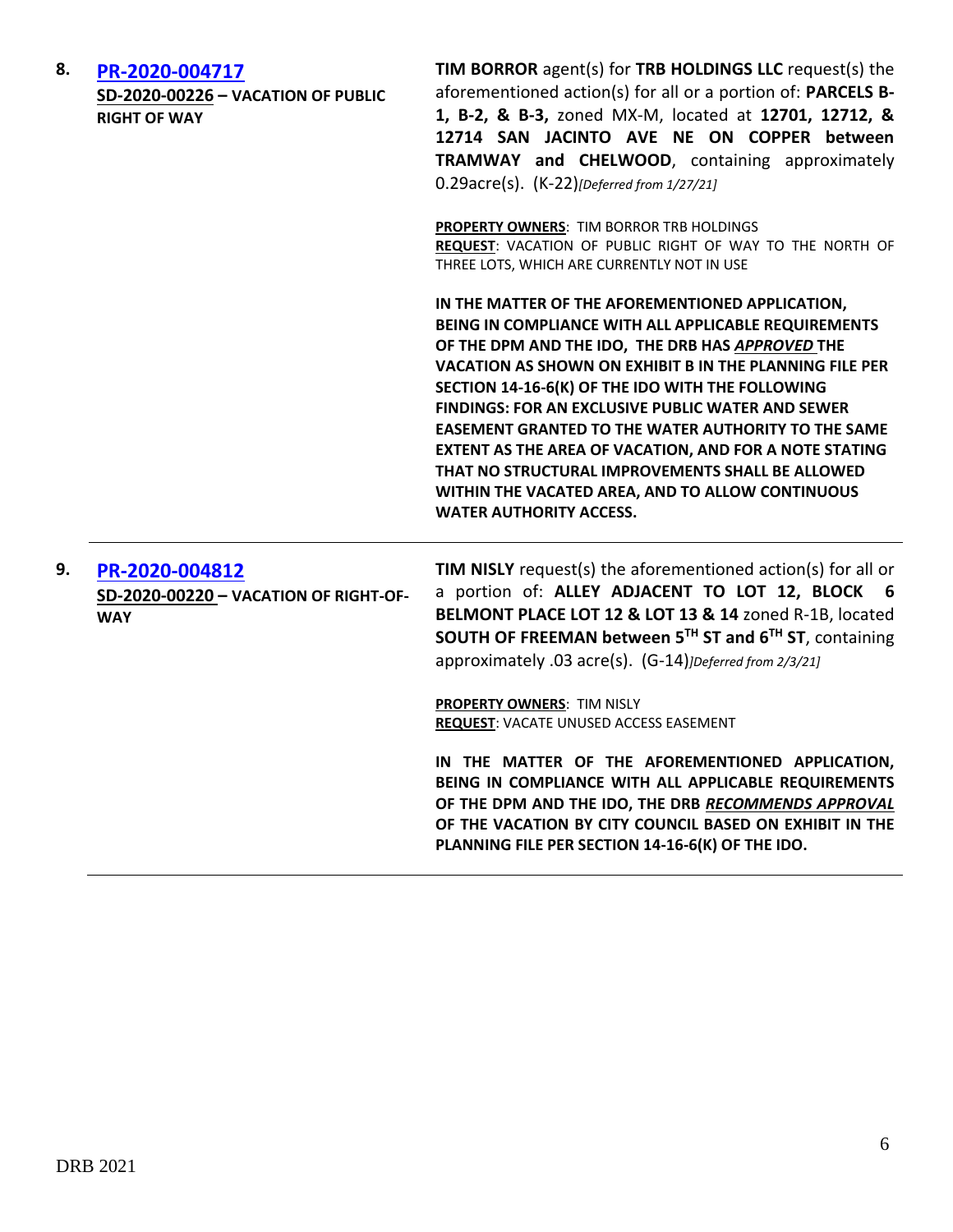| | | |
|---|---|---|
| **8.** | [**PR-2020-004717**](#)<br>**SD-2020-00226 – VACATION OF PUBLIC RIGHT OF WAY** | **TIM BORROR** agent(s) for **TRB HOLDINGS LLC** request(s) the aforementioned action(s) for all or a portion of: **PARCELS B-1, B-2, & B-3,** zoned MX-M, located at **12701, 12712, & 12714 SAN JACINTO AVE NE ON COPPER between TRAMWAY and CHELWOOD**, containing approximately 0.29acre(s). (K-22)*[Deferred from 1/27/21]*<br><br>**PROPERTY OWNERS**: TIM BORROR TRB HOLDINGS<br>**REQUEST**: VACATION OF PUBLIC RIGHT OF WAY TO THE NORTH OF THREE LOTS, WHICH ARE CURRENTLY NOT IN USE<br><br>**IN THE MATTER OF THE AFOREMENTIONED APPLICATION, BEING IN COMPLIANCE WITH ALL APPLICABLE REQUIREMENTS OF THE DPM AND THE IDO, THE DRB HAS *APPROVED* THE VACATION AS SHOWN ON EXHIBIT B IN THE PLANNING FILE PER SECTION 14-16-6(K) OF THE IDO WITH THE FOLLOWING FINDINGS: FOR AN EXCLUSIVE PUBLIC WATER AND SEWER EASEMENT GRANTED TO THE WATER AUTHORITY TO THE SAME EXTENT AS THE AREA OF VACATION, AND FOR A NOTE STATING THAT NO STRUCTURAL IMPROVEMENTS SHALL BE ALLOWED WITHIN THE VACATED AREA, AND TO ALLOW CONTINUOUS WATER AUTHORITY ACCESS.** |
| **9.** | [**PR-2020-004812**](#)<br>**SD-2020-00220 – VACATION OF RIGHT-OF-WAY** | **TIM NISLY** request(s) the aforementioned action(s) for all or a portion of: **ALLEY ADJACENT TO LOT 12, BLOCK 6 BELMONT PLACE LOT 12 & LOT 13 & 14** zoned R-1B, located **SOUTH OF FREEMAN between 5TH ST and 6TH ST**, containing approximately .03 acre(s). (G-14)*]Deferred from 2/3/21]*<br><br>**PROPERTY OWNERS**: TIM NISLY<br>**REQUEST**: VACATE UNUSED ACCESS EASEMENT<br><br>**IN THE MATTER OF THE AFOREMENTIONED APPLICATION, BEING IN COMPLIANCE WITH ALL APPLICABLE REQUIREMENTS OF THE DPM AND THE IDO, THE DRB *RECOMMENDS APPROVAL* OF THE VACATION BY CITY COUNCIL BASED ON EXHIBIT IN THE PLANNING FILE PER SECTION 14-16-6(K) OF THE IDO.** |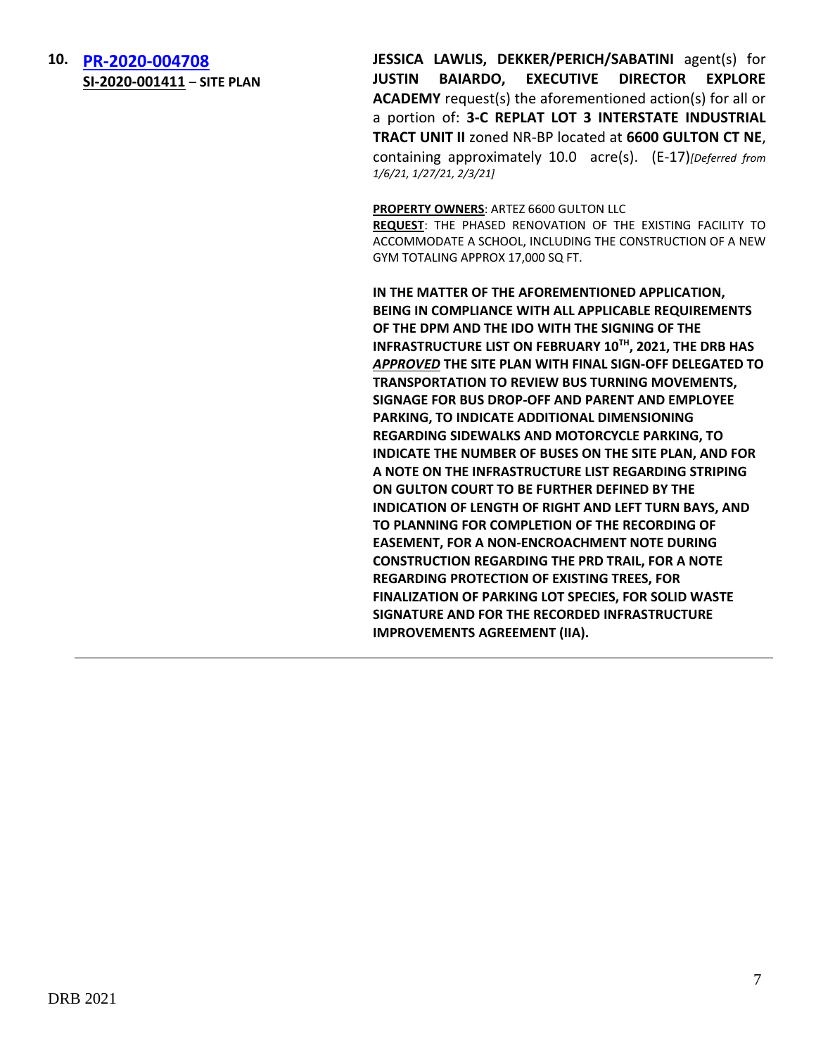10. **[PR-2020-004708](PR-2020-004708)**
**SI-2020-001411 – SITE PLAN**

**JESSICA LAWLIS, DEKKER/PERICH/SABATINI** agent(s) for **JUSTIN BAIARDO, EXECUTIVE DIRECTOR EXPLORE ACADEMY** request(s) the aforementioned action(s) for all or a portion of: **3-C REPLAT LOT 3 INTERSTATE INDUSTRIAL TRACT UNIT II** zoned NR-BP located at **6600 GULTON CT NE**, containing approximately 10.0 acre(s). (E-17)*[Deferred from 1/6/21, 1/27/21, 2/3/21]*

**PROPERTY OWNERS**: ARTEZ 6600 GULTON LLC
**REQUEST**: THE PHASED RENOVATION OF THE EXISTING FACILITY TO ACCOMMODATE A SCHOOL, INCLUDING THE CONSTRUCTION OF A NEW GYM TOTALING APPROX 17,000 SQ FT.

**IN THE MATTER OF THE AFOREMENTIONED APPLICATION, BEING IN COMPLIANCE WITH ALL APPLICABLE REQUIREMENTS OF THE DPM AND THE IDO WITH THE SIGNING OF THE INFRASTRUCTURE LIST ON FEBRUARY 10TH, 2021, THE DRB HAS *APPROVED* THE SITE PLAN WITH FINAL SIGN-OFF DELEGATED TO TRANSPORTATION TO REVIEW BUS TURNING MOVEMENTS, SIGNAGE FOR BUS DROP-OFF AND PARENT AND EMPLOYEE PARKING, TO INDICATE ADDITIONAL DIMENSIONING REGARDING SIDEWALKS AND MOTORCYCLE PARKING, TO INDICATE THE NUMBER OF BUSES ON THE SITE PLAN, AND FOR A NOTE ON THE INFRASTRUCTURE LIST REGARDING STRIPING ON GULTON COURT TO BE FURTHER DEFINED BY THE INDICATION OF LENGTH OF RIGHT AND LEFT TURN BAYS, AND TO PLANNING FOR COMPLETION OF THE RECORDING OF EASEMENT, FOR A NON-ENCROACHMENT NOTE DURING CONSTRUCTION REGARDING THE PRD TRAIL, FOR A NOTE REGARDING PROTECTION OF EXISTING TREES, FOR FINALIZATION OF PARKING LOT SPECIES, FOR SOLID WASTE SIGNATURE AND FOR THE RECORDED INFRASTRUCTURE IMPROVEMENTS AGREEMENT (IIA).**

---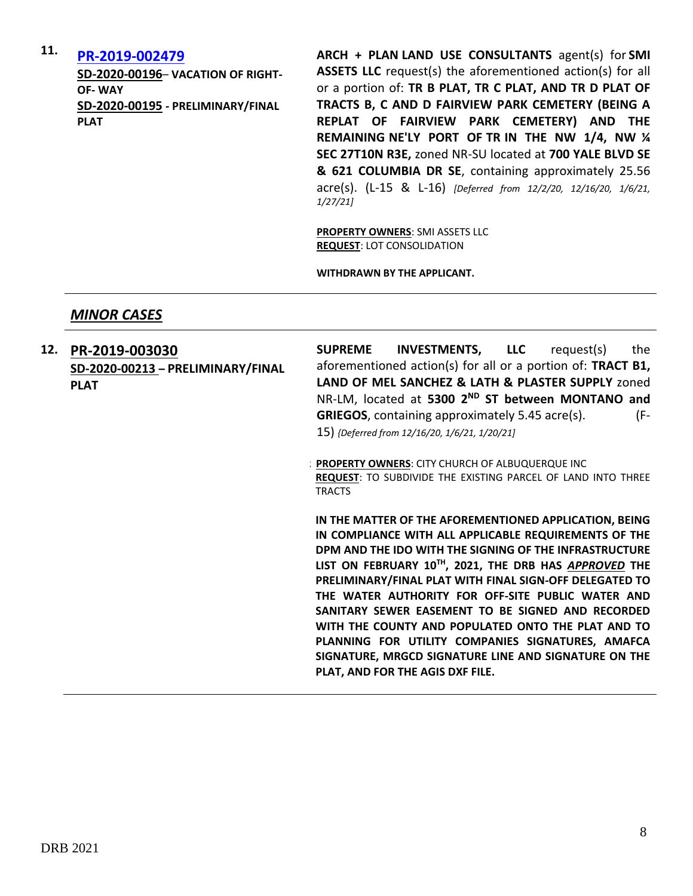| | | |
|---|---|---|
| **11.** | **PR-2019-002479**<br>**SD-2020-00196– VACATION OF RIGHT-OF- WAY**<br>**SD-2020-00195 - PRELIMINARY/FINAL PLAT** | **ARCH + PLAN LAND USE CONSULTANTS** agent(s) for **SMI ASSETS LLC** request(s) the aforementioned action(s) for all or a portion of: **TR B PLAT, TR C PLAT, AND TR D PLAT OF TRACTS B, C AND D FAIRVIEW PARK CEMETERY (BEING A REPLAT OF FAIRVIEW PARK CEMETERY) AND THE REMAINING NE'LY PORT OF TR IN THE NW 1/4, NW ¼ SEC 27T10N R3E,** zoned NR-SU located at **700 YALE BLVD SE & 621 COLUMBIA DR SE**, containing approximately 25.56 acre(s). (L-15 & L-16) *[Deferred from 12/2/20, 12/16/20, 1/6/21, 1/27/21]*<br><br>**PROPERTY OWNERS**: SMI ASSETS LLC<br>**REQUEST**: LOT CONSOLIDATION<br><br>**WITHDRAWN BY THE APPLICANT.** |

## *MINOR CASES*

| | | |
|---|---|---|
| **12.** | **PR-2019-003030**<br>**SD-2020-00213 – PRELIMINARY/FINAL PLAT** | **SUPREME INVESTMENTS, LLC** request(s) the aforementioned action(s) for all or a portion of: **TRACT B1, LAND OF MEL SANCHEZ & LATH & PLASTER SUPPLY** zoned NR-LM, located at **5300 2ND ST between MONTANO and GRIEGOS**, containing approximately 5.45 acre(s). (F-15) *{Deferred from 12/16/20, 1/6/21, 1/20/21]*<br><br>**PROPERTY OWNERS**: CITY CHURCH OF ALBUQUERQUE INC<br>**REQUEST**: TO SUBDIVIDE THE EXISTING PARCEL OF LAND INTO THREE TRACTS<br><br>**IN THE MATTER OF THE AFOREMENTIONED APPLICATION, BEING IN COMPLIANCE WITH ALL APPLICABLE REQUIREMENTS OF THE DPM AND THE IDO WITH THE SIGNING OF THE INFRASTRUCTURE LIST ON FEBRUARY 10TH, 2021, THE DRB HAS *APPROVED* THE PRELIMINARY/FINAL PLAT WITH FINAL SIGN-OFF DELEGATED TO THE WATER AUTHORITY FOR OFF-SITE PUBLIC WATER AND SANITARY SEWER EASEMENT TO BE SIGNED AND RECORDED WITH THE COUNTY AND POPULATED ONTO THE PLAT AND TO PLANNING FOR UTILITY COMPANIES SIGNATURES, AMAFCA SIGNATURE, MRGCD SIGNATURE LINE AND SIGNATURE ON THE PLAT, AND FOR THE AGIS DXF FILE.** |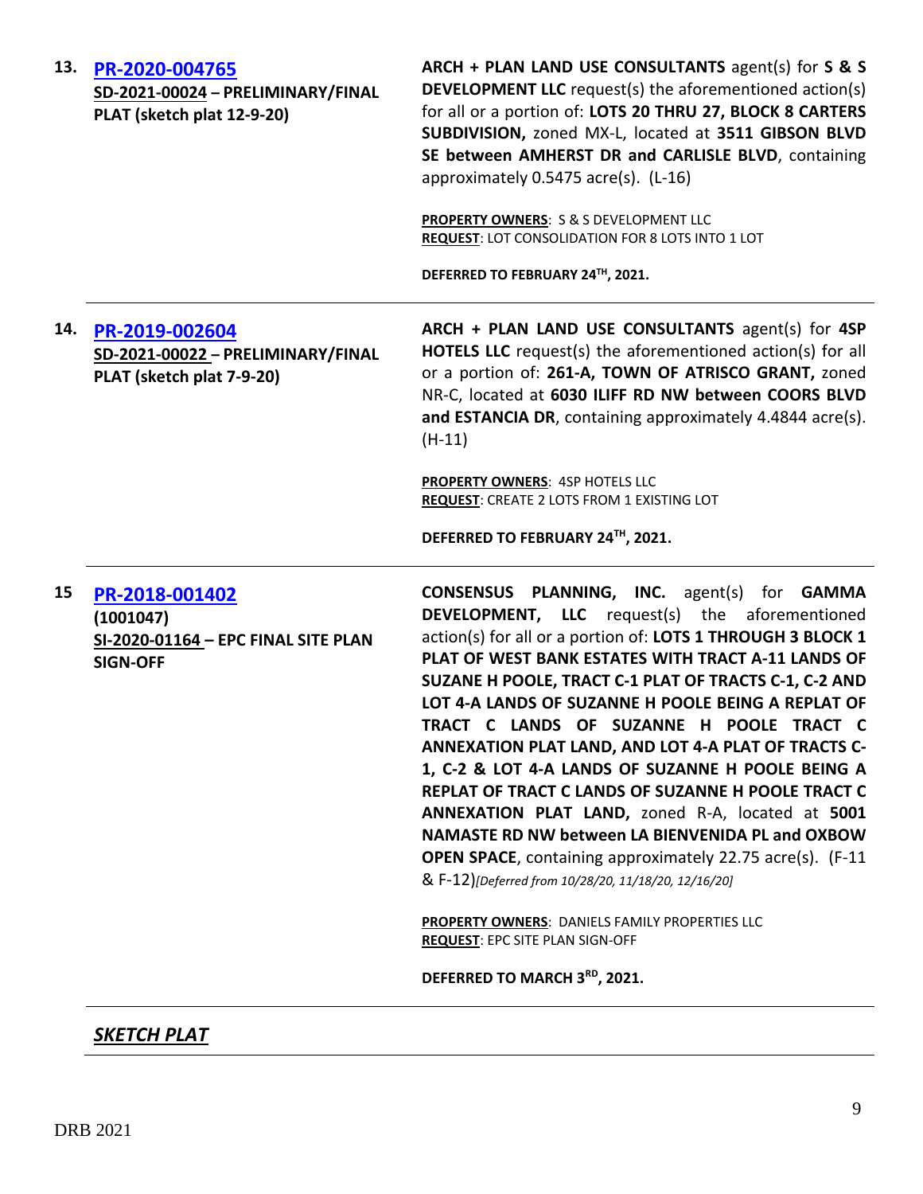| | | |
|---|---|---|
| **13.** | **PR-2020-004765**<br>**SD-2021-00024 – PRELIMINARY/FINAL PLAT (sketch plat 12-9-20)** | **ARCH + PLAN LAND USE CONSULTANTS** agent(s) for **S & S DEVELOPMENT LLC** request(s) the aforementioned action(s) for all or a portion of: **LOTS 20 THRU 27, BLOCK 8 CARTERS SUBDIVISION,** zoned MX-L, located at **3511 GIBSON BLVD SE between AMHERST DR and CARLISLE BLVD**, containing approximately 0.5475 acre(s). (L-16)<br><br>**PROPERTY OWNERS**: S & S DEVELOPMENT LLC<br>**REQUEST**: LOT CONSOLIDATION FOR 8 LOTS INTO 1 LOT<br><br>**DEFERRED TO FEBRUARY 24TH, 2021.** |
| **14.** | **PR-2019-002604**<br>**SD-2021-00022 – PRELIMINARY/FINAL PLAT (sketch plat 7-9-20)** | **ARCH + PLAN LAND USE CONSULTANTS** agent(s) for **4SP HOTELS LLC** request(s) the aforementioned action(s) for all or a portion of: **261-A, TOWN OF ATRISCO GRANT,** zoned NR-C, located at **6030 ILIFF RD NW between COORS BLVD and ESTANCIA DR**, containing approximately 4.4844 acre(s). (H-11)<br><br>**PROPERTY OWNERS**: 4SP HOTELS LLC<br>**REQUEST**: CREATE 2 LOTS FROM 1 EXISTING LOT<br><br>**DEFERRED TO FEBRUARY 24TH, 2021.** |
| **15** | **PR-2018-001402**<br>**(1001047)**<br>**SI-2020-01164 – EPC FINAL SITE PLAN SIGN-OFF** | **CONSENSUS PLANNING, INC.** agent(s) for **GAMMA DEVELOPMENT, LLC** request(s) the aforementioned action(s) for all or a portion of: **LOTS 1 THROUGH 3 BLOCK 1 PLAT OF WEST BANK ESTATES WITH TRACT A-11 LANDS OF SUZANE H POOLE, TRACT C-1 PLAT OF TRACTS C-1, C-2 AND LOT 4-A LANDS OF SUZANNE H POOLE BEING A REPLAT OF TRACT C LANDS OF SUZANNE H POOLE TRACT C ANNEXATION PLAT LAND, AND LOT 4-A PLAT OF TRACTS C-1, C-2 & LOT 4-A LANDS OF SUZANNE H POOLE BEING A REPLAT OF TRACT C LANDS OF SUZANNE H POOLE TRACT C ANNEXATION PLAT LAND,** zoned R-A, located at **5001 NAMASTE RD NW between LA BIENVENIDA PL and OXBOW OPEN SPACE**, containing approximately 22.75 acre(s). (F-11 & F-12)*[Deferred from 10/28/20, 11/18/20, 12/16/20]*<br><br>**PROPERTY OWNERS**: DANIELS FAMILY PROPERTIES LLC<br>**REQUEST**: EPC SITE PLAN SIGN-OFF<br><br>**DEFERRED TO MARCH 3RD, 2021.** |

***SKETCH PLAT***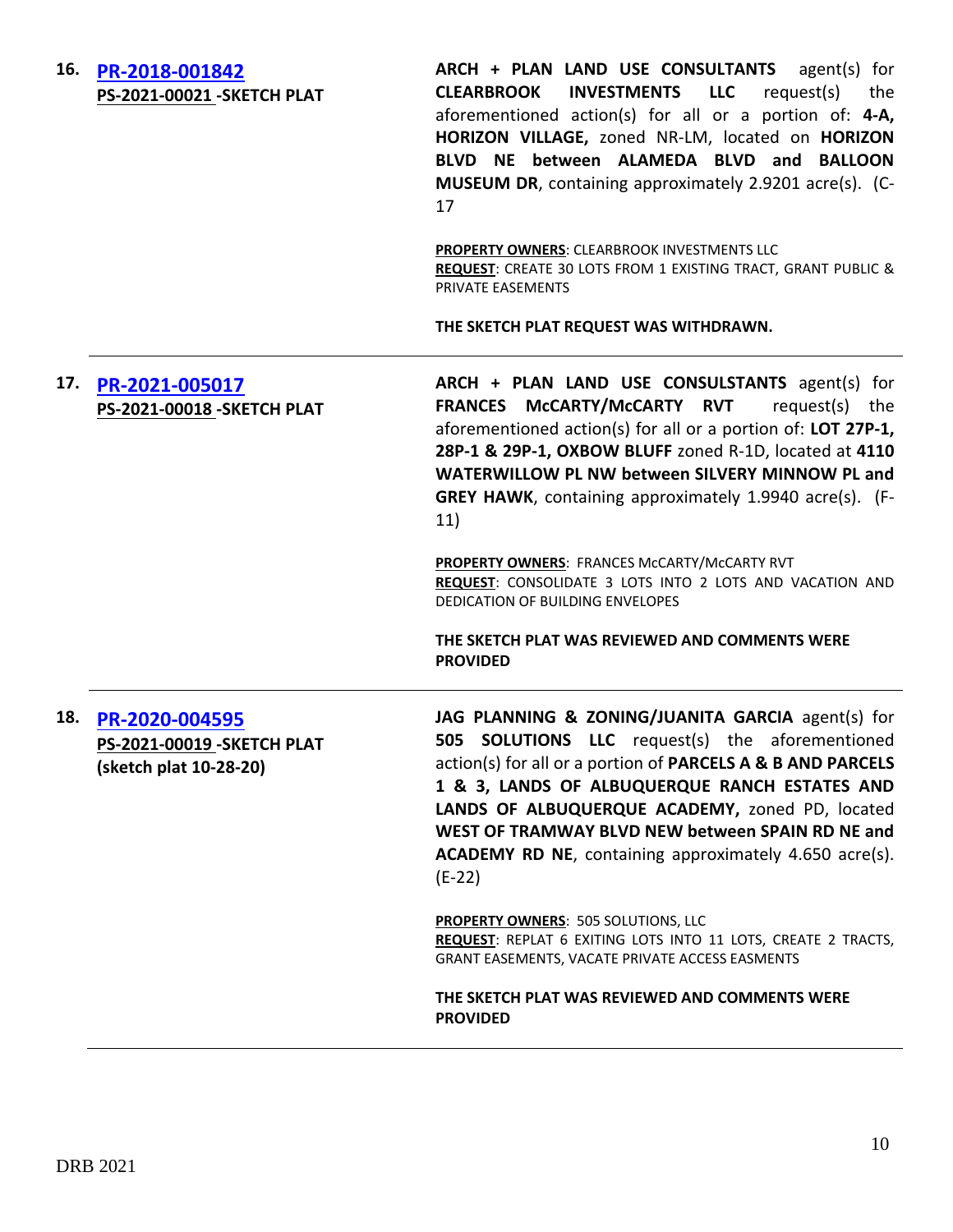| | | |
|---|---|---|
| **16.** | **[PR-2018-001842](#)**<br>**PS-2021-00021 -SKETCH PLAT** | **ARCH + PLAN LAND USE CONSULTANTS** agent(s) for **CLEARBROOK INVESTMENTS LLC** request(s) the aforementioned action(s) for all or a portion of: **4-A, HORIZON VILLAGE,** zoned NR-LM, located on **HORIZON BLVD NE between ALAMEDA BLVD and BALLOON MUSEUM DR**, containing approximately 2.9201 acre(s). (C-17<br><br>**PROPERTY OWNERS**: CLEARBROOK INVESTMENTS LLC<br>**REQUEST**: CREATE 30 LOTS FROM 1 EXISTING TRACT, GRANT PUBLIC & PRIVATE EASEMENTS<br><br>**THE SKETCH PLAT REQUEST WAS WITHDRAWN.** |
| **17.** | **[PR-2021-005017](#)**<br>**PS-2021-00018 -SKETCH PLAT** | **ARCH + PLAN LAND USE CONSULSTANTS** agent(s) for **FRANCES McCARTY/McCARTY RVT** request(s) the aforementioned action(s) for all or a portion of: **LOT 27P-1, 28P-1 & 29P-1, OXBOW BLUFF** zoned R-1D, located at **4110 WATERWILLOW PL NW between SILVERY MINNOW PL and GREY HAWK**, containing approximately 1.9940 acre(s). (F-11)<br><br>**PROPERTY OWNERS**: FRANCES McCARTY/McCARTY RVT<br>**REQUEST**: CONSOLIDATE 3 LOTS INTO 2 LOTS AND VACATION AND DEDICATION OF BUILDING ENVELOPES<br><br>**THE SKETCH PLAT WAS REVIEWED AND COMMENTS WERE PROVIDED** |
| **18.** | **[PR-2020-004595](#)**<br>**PS-2021-00019 -SKETCH PLAT (sketch plat 10-28-20)** | **JAG PLANNING & ZONING/JUANITA GARCIA** agent(s) for **505 SOLUTIONS LLC** request(s) the aforementioned action(s) for all or a portion of **PARCELS A & B AND PARCELS 1 & 3, LANDS OF ALBUQUERQUE RANCH ESTATES AND LANDS OF ALBUQUERQUE ACADEMY,** zoned PD, located **WEST OF TRAMWAY BLVD NEW between SPAIN RD NE and ACADEMY RD NE**, containing approximately 4.650 acre(s). (E-22)<br><br>**PROPERTY OWNERS**: 505 SOLUTIONS, LLC<br>**REQUEST**: REPLAT 6 EXITING LOTS INTO 11 LOTS, CREATE 2 TRACTS, GRANT EASEMENTS, VACATE PRIVATE ACCESS EASMENTS<br><br>**THE SKETCH PLAT WAS REVIEWED AND COMMENTS WERE PROVIDED** |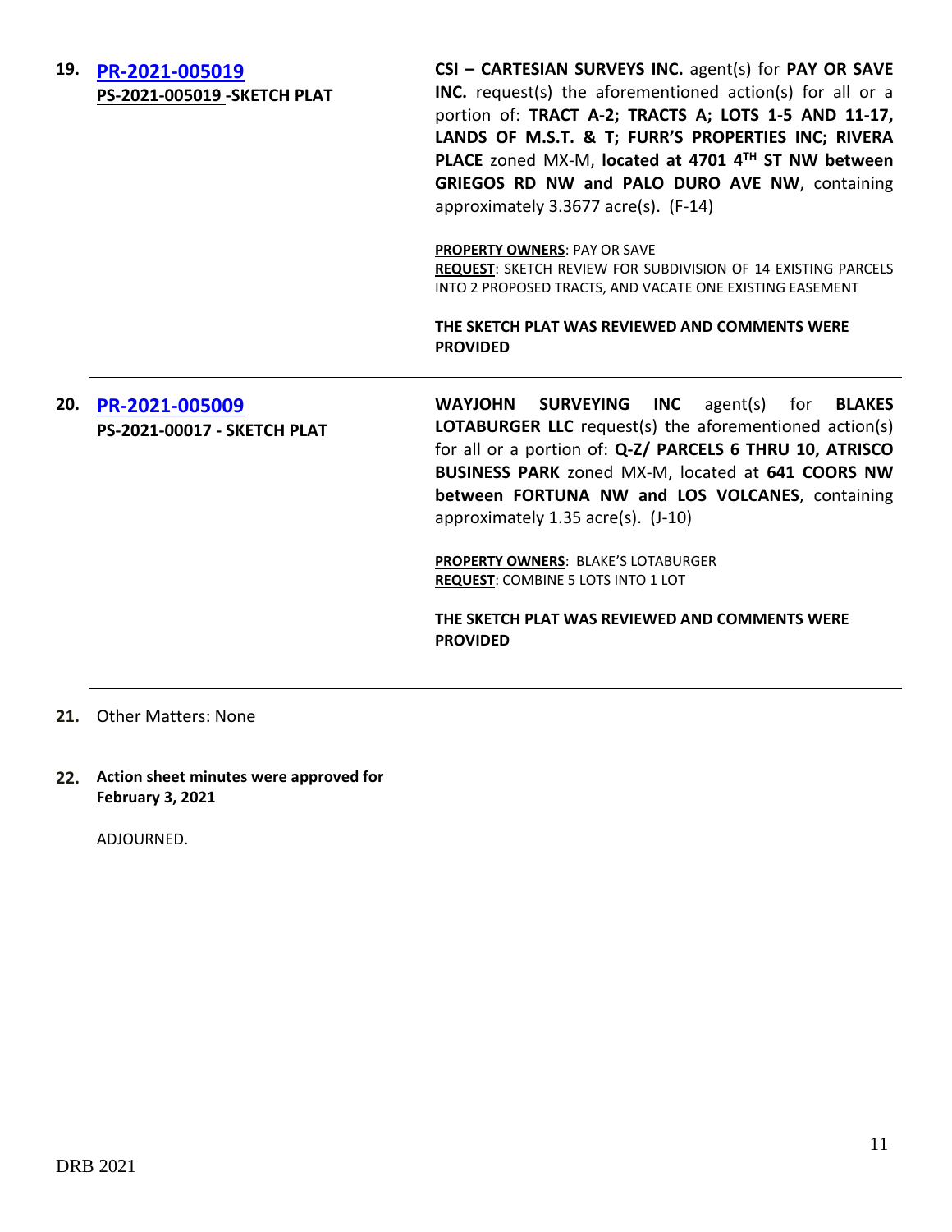**19.** **PR-2021-005019**
**PS-2021-005019 -SKETCH PLAT**

**CSI – CARTESIAN SURVEYS INC.** agent(s) for **PAY OR SAVE INC.** request(s) the aforementioned action(s) for all or a portion of: **TRACT A-2; TRACTS A; LOTS 1-5 AND 11-17, LANDS OF M.S.T. & T; FURR'S PROPERTIES INC; RIVERA PLACE** zoned MX-M, **located at 4701 4TH ST NW between GRIEGOS RD NW and PALO DURO AVE NW**, containing approximately 3.3677 acre(s). (F-14)

**PROPERTY OWNERS**: PAY OR SAVE
**REQUEST**: SKETCH REVIEW FOR SUBDIVISION OF 14 EXISTING PARCELS INTO 2 PROPOSED TRACTS, AND VACATE ONE EXISTING EASEMENT

**THE SKETCH PLAT WAS REVIEWED AND COMMENTS WERE PROVIDED**

---

**20.** **PR-2021-005009**
**PS-2021-00017 - SKETCH PLAT**

**WAYJOHN SURVEYING INC** agent(s) for **BLAKES LOTABURGER LLC** request(s) the aforementioned action(s) for all or a portion of: **Q-Z/ PARCELS 6 THRU 10, ATRISCO BUSINESS PARK** zoned MX-M, located at **641 COORS NW between FORTUNA NW and LOS VOLCANES**, containing approximately 1.35 acre(s). (J-10)

**PROPERTY OWNERS**: BLAKE'S LOTABURGER
**REQUEST**: COMBINE 5 LOTS INTO 1 LOT

**THE SKETCH PLAT WAS REVIEWED AND COMMENTS WERE PROVIDED**

---

**21.** Other Matters: None

**22.** **Action sheet minutes were approved for February 3, 2021**

ADJOURNED.